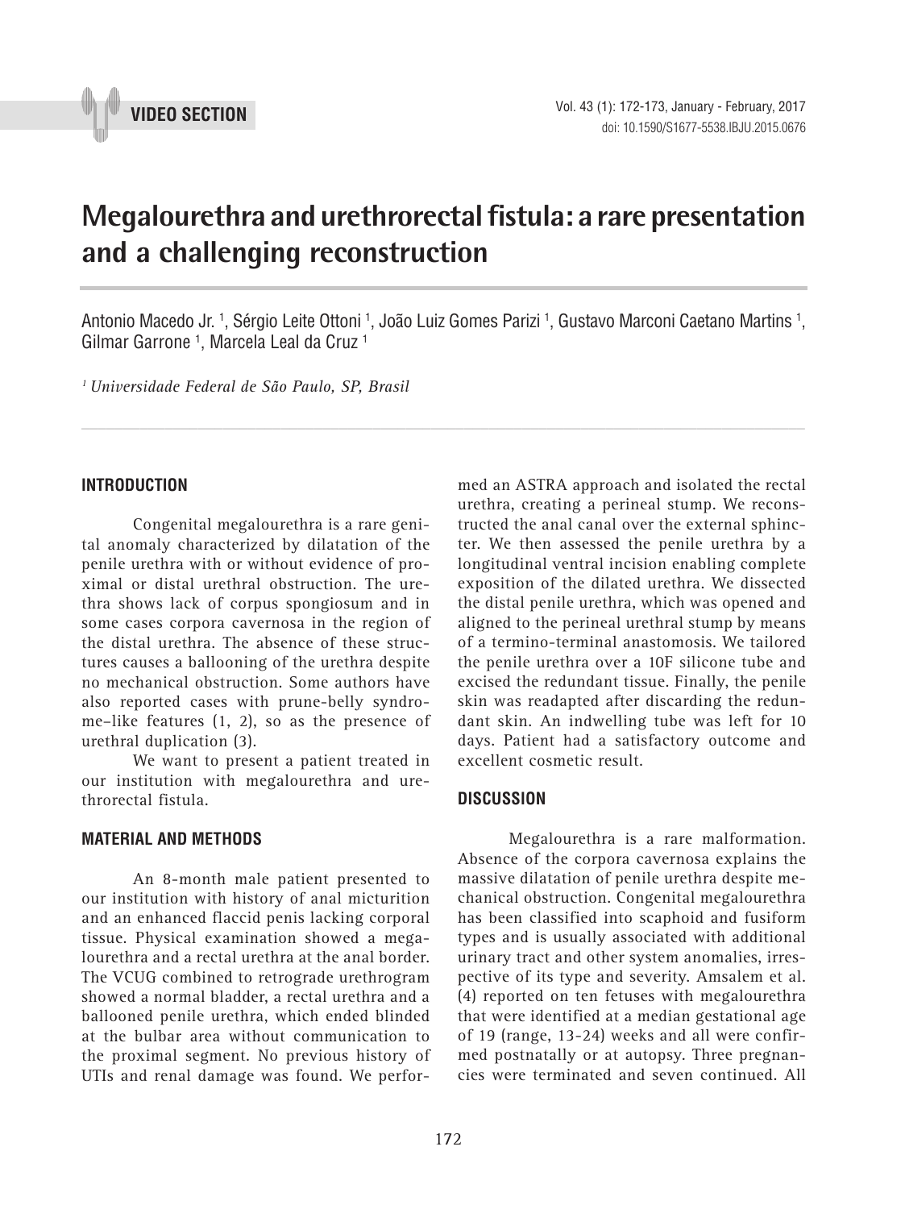VIDEO SECTION

# Megalourethra and urethrorectal fistula: a rare presentation and a challenging reconstruction

Antonio Macedo Jr. [1], Sérgio Leite Ottoni [1], João Luiz Gomes Parizi [1], Gustavo Marconi Caetano Martins [1], Gilmar Garrone [1], Marcela Leal da Cruz [1]

*[1] Universidade Federal de São Paulo, SP, Brasil*

## INTRODUCTION

Congenital megalourethra is a rare genital anomaly characterized by dilatation of the penile urethra with or without evidence of proximal or distal urethral obstruction. The urethra shows lack of corpus spongiosum and in some cases corpora cavernosa in the region of the distal urethra. The absence of these structures causes a ballooning of the urethra despite no mechanical obstruction. Some authors have also reported cases with prune-belly syndrome–like features (1, 2), so as the presence of urethral duplication (3).

We want to present a patient treated in our institution with megalourethra and urethrorectal fistula.

## MATERIAL AND METHODS

An 8-month male patient presented to our institution with history of anal micturition and an enhanced flaccid penis lacking corporal tissue. Physical examination showed a megalourethra and a rectal urethra at the anal border. The VCUG combined to retrograde urethrogram showed a normal bladder, a rectal urethra and a ballooned penile urethra, which ended blinded at the bulbar area without communication to the proximal segment. No previous history of UTIs and renal damage was found. We performed an ASTRA approach and isolated the rectal urethra, creating a perineal stump. We reconstructed the anal canal over the external sphincter. We then assessed the penile urethra by a longitudinal ventral incision enabling complete exposition of the dilated urethra. We dissected the distal penile urethra, which was opened and aligned to the perineal urethral stump by means of a termino-terminal anastomosis. We tailored the penile urethra over a 10F silicone tube and excised the redundant tissue. Finally, the penile skin was readapted after discarding the redundant skin. An indwelling tube was left for 10 days. Patient had a satisfactory outcome and excellent cosmetic result.

## DISCUSSION

Megalourethra is a rare malformation. Absence of the corpora cavernosa explains the massive dilatation of penile urethra despite mechanical obstruction. Congenital megalourethra has been classified into scaphoid and fusiform types and is usually associated with additional urinary tract and other system anomalies, irrespective of its type and severity. Amsalem et al. (4) reported on ten fetuses with megalourethra that were identified at a median gestational age of 19 (range, 13-24) weeks and all were confirmed postnatally or at autopsy. Three pregnancies were terminated and seven continued. All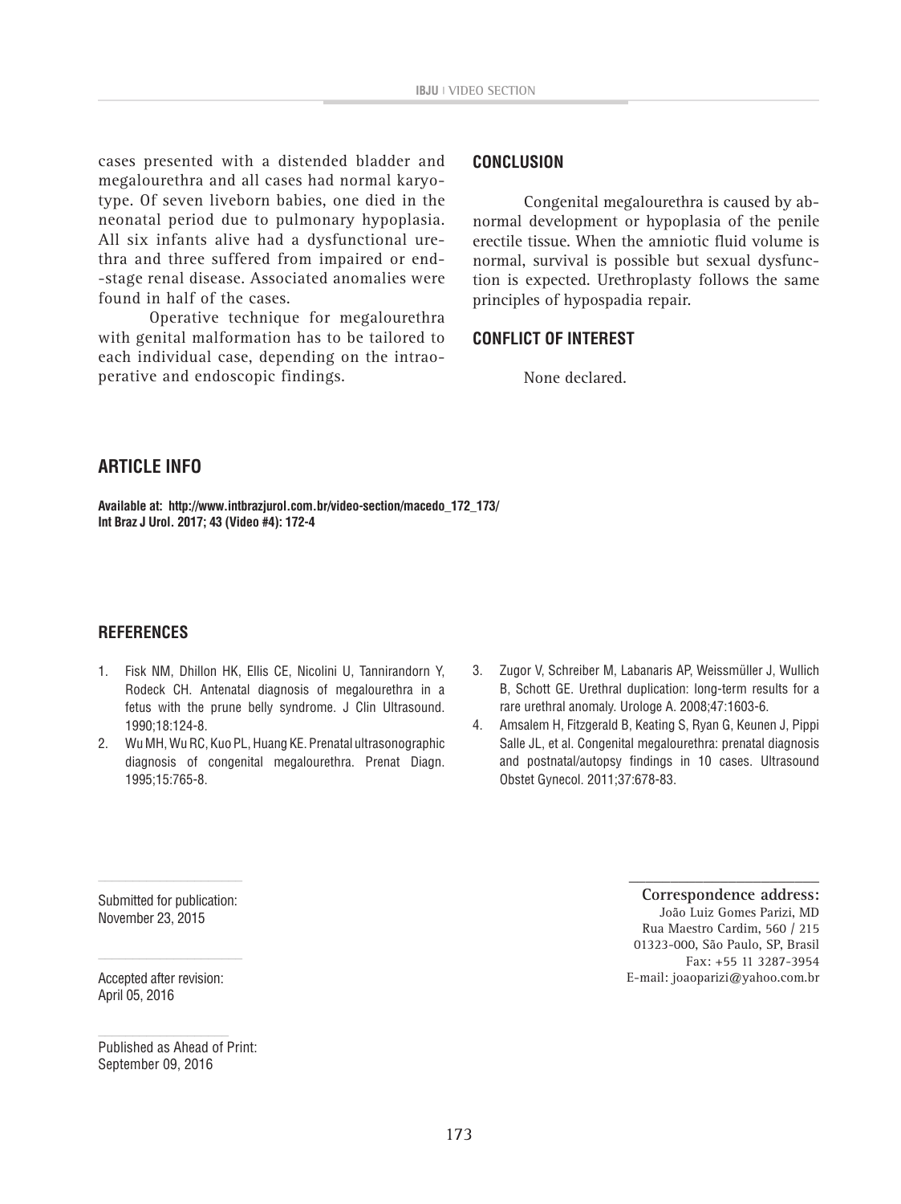cases presented with a distended bladder and megalourethra and all cases had normal karyotype. Of seven liveborn babies, one died in the neonatal period due to pulmonary hypoplasia. All six infants alive had a dysfunctional urethra and three suffered from impaired or end-stage renal disease. Associated anomalies were found in half of the cases.

Operative technique for megalourethra with genital malformation has to be tailored to each individual case, depending on the intraoperative and endoscopic findings.

## CONCLUSION

Congenital megalourethra is caused by abnormal development or hypoplasia of the penile erectile tissue. When the amniotic fluid volume is normal, survival is possible but sexual dysfunction is expected. Urethroplasty follows the same principles of hypospadia repair.

## CONFLICT OF INTEREST

None declared.

## ARTICLE INFO

**Available at: http://www.intbrazjurol.com.br/video-section/macedo_172_173/**
**Int Braz J Urol. 2017; 43 (Video #4): 172-4**

## REFERENCES

1. Fisk NM, Dhillon HK, Ellis CE, Nicolini U, Tannirandorn Y, Rodeck CH. Antenatal diagnosis of megalourethra in a fetus with the prune belly syndrome. J Clin Ultrasound. 1990;18:124-8.
2. Wu MH, Wu RC, Kuo PL, Huang KE. Prenatal ultrasonographic diagnosis of congenital megalourethra. Prenat Diagn. 1995;15:765-8.
3. Zugor V, Schreiber M, Labanaris AP, Weissmüller J, Wullich B, Schott GE. Urethral duplication: long-term results for a rare urethral anomaly. Urologe A. 2008;47:1603-6.
4. Amsalem H, Fitzgerald B, Keating S, Ryan G, Keunen J, Pippi Salle JL, et al. Congenital megalourethra: prenatal diagnosis and postnatal/autopsy findings in 10 cases. Ultrasound Obstet Gynecol. 2011;37:678-83.

Submitted for publication:
November 23, 2015

Accepted after revision:
April 05, 2016

Published as Ahead of Print:
September 09, 2016

**Correspondence address:**
João Luiz Gomes Parizi, MD
Rua Maestro Cardim, 560 / 215
01323-000, São Paulo, SP, Brasil
Fax: +55 11 3287-3954
E-mail: joaoparizi@yahoo.com.br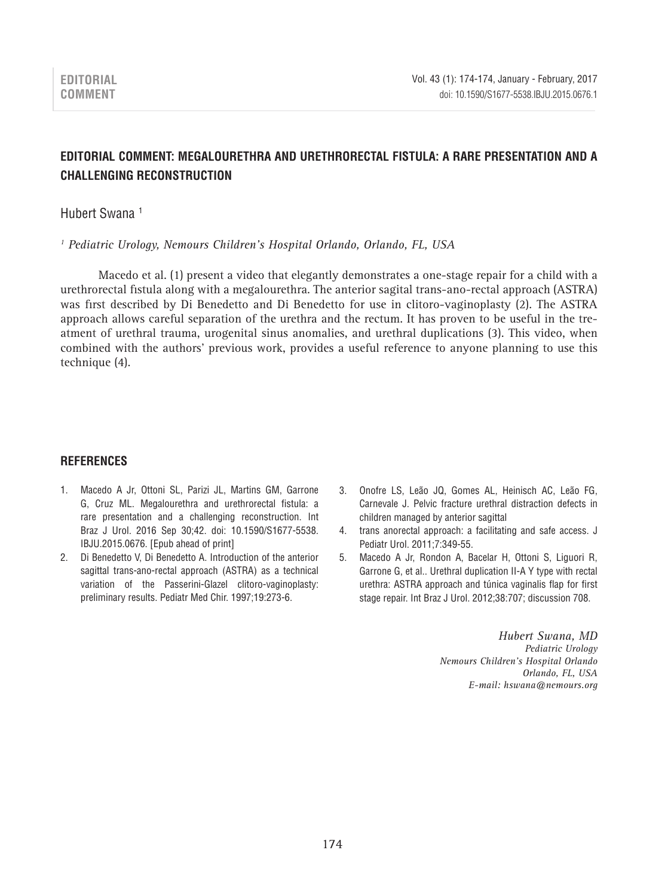EDITORIAL COMMENT

# EDITORIAL COMMENT: MEGALOURETHRA AND URETHRORECTAL FISTULA: A RARE PRESENTATION AND A CHALLENGING RECONSTRUCTION

Hubert Swana [1]

[1] *Pediatric Urology, Nemours Children's Hospital Orlando, Orlando, FL, USA*

Macedo et al. (1) present a video that elegantly demonstrates a one-stage repair for a child with a urethrorectal fistula along with a megalourethra. The anterior sagital trans-ano-rectal approach (ASTRA) was first described by Di Benedetto and Di Benedetto for use in clitoro-vaginoplasty (2). The ASTRA approach allows careful separation of the urethra and the rectum. It has proven to be useful in the treatment of urethral trauma, urogenital sinus anomalies, and urethral duplications (3). This video, when combined with the authors' previous work, provides a useful reference to anyone planning to use this technique (4).

## REFERENCES

1. Macedo A Jr, Ottoni SL, Parizi JL, Martins GM, Garrone G, Cruz ML. Megalourethra and urethrorectal fistula: a rare presentation and a challenging reconstruction. Int Braz J Urol. 2016 Sep 30;42. doi: 10.1590/S1677-5538.IBJU.2015.0676. [Epub ahead of print]
2. Di Benedetto V, Di Benedetto A. Introduction of the anterior sagittal trans-ano-rectal approach (ASTRA) as a technical variation of the Passerini-Glazel clitoro-vaginoplasty: preliminary results. Pediatr Med Chir. 1997;19:273-6.
3. Onofre LS, Leão JQ, Gomes AL, Heinisch AC, Leão FG, Carnevale J. Pelvic fracture urethral distraction defects in children managed by anterior sagittal
4. trans anorectal approach: a facilitating and safe access. J Pediatr Urol. 2011;7:349-55.
5. Macedo A Jr, Rondon A, Bacelar H, Ottoni S, Liguori R, Garrone G, et al.. Urethral duplication II-A Y type with rectal urethra: ASTRA approach and túnica vaginalis flap for first stage repair. Int Braz J Urol. 2012;38:707; discussion 708.

*Hubert Swana, MD*
*Pediatric Urology*
*Nemours Children's Hospital Orlando*
*Orlando, FL, USA*
*E-mail: hswana@nemours.org*